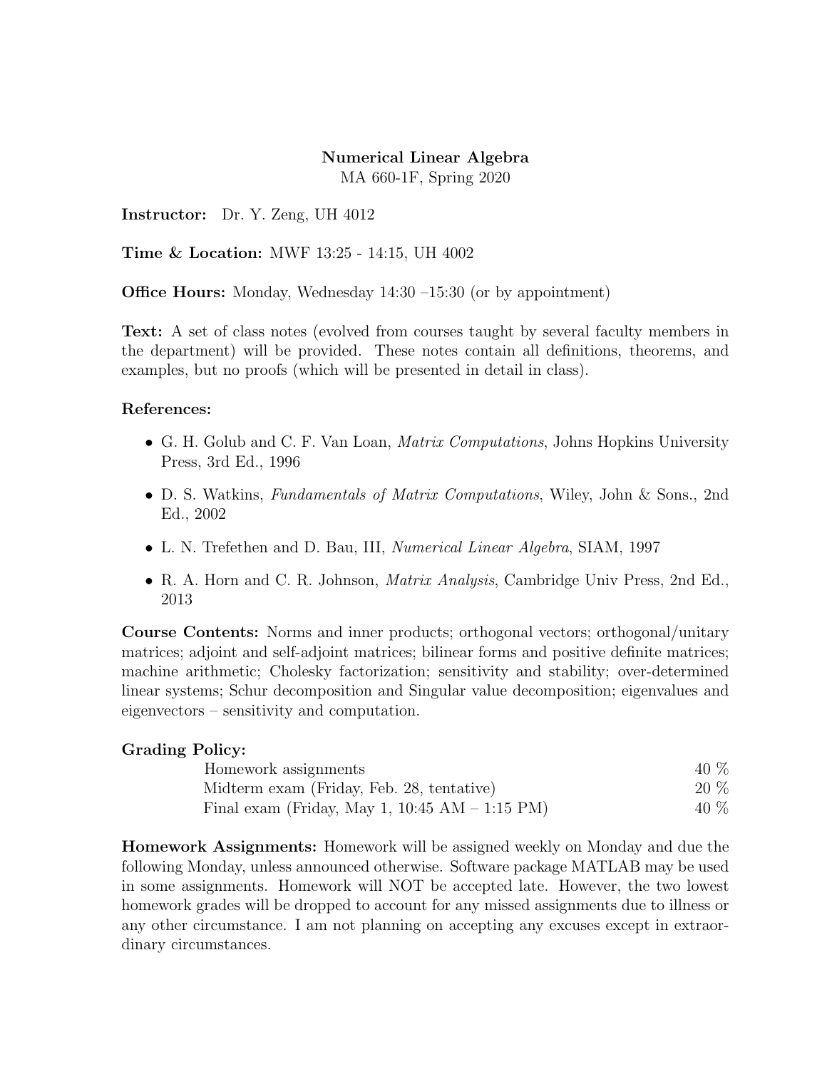# Numerical Linear Algebra

MA 660-1F, Spring 2020

**Instructor:** Dr. Y. Zeng, UH 4012

**Time & Location:** MWF 13:25 - 14:15, UH 4002

**Office Hours:** Monday, Wednesday 14:30 –15:30 (or by appointment)

**Text:** A set of class notes (evolved from courses taught by several faculty members in the department) will be provided. These notes contain all definitions, theorems, and examples, but no proofs (which will be presented in detail in class).

**References:**

- G. H. Golub and C. F. Van Loan, *Matrix Computations*, Johns Hopkins University Press, 3rd Ed., 1996
- D. S. Watkins, *Fundamentals of Matrix Computations*, Wiley, John & Sons., 2nd Ed., 2002
- L. N. Trefethen and D. Bau, III, *Numerical Linear Algebra*, SIAM, 1997
- R. A. Horn and C. R. Johnson, *Matrix Analysis*, Cambridge Univ Press, 2nd Ed., 2013

**Course Contents:** Norms and inner products; orthogonal vectors; orthogonal/unitary matrices; adjoint and self-adjoint matrices; bilinear forms and positive definite matrices; machine arithmetic; Cholesky factorization; sensitivity and stability; over-determined linear systems; Schur decomposition and Singular value decomposition; eigenvalues and eigenvectors – sensitivity and computation.

**Grading Policy:**

| | |
|---|---|
| Homework assignments | 40 % |
| Midterm exam (Friday, Feb. 28, tentative) | 20 % |
| Final exam (Friday, May 1, 10:45 AM – 1:15 PM) | 40 % |

**Homework Assignments:** Homework will be assigned weekly on Monday and due the following Monday, unless announced otherwise. Software package MATLAB may be used in some assignments. Homework will NOT be accepted late. However, the two lowest homework grades will be dropped to account for any missed assignments due to illness or any other circumstance. I am not planning on accepting any excuses except in extraordinary circumstances.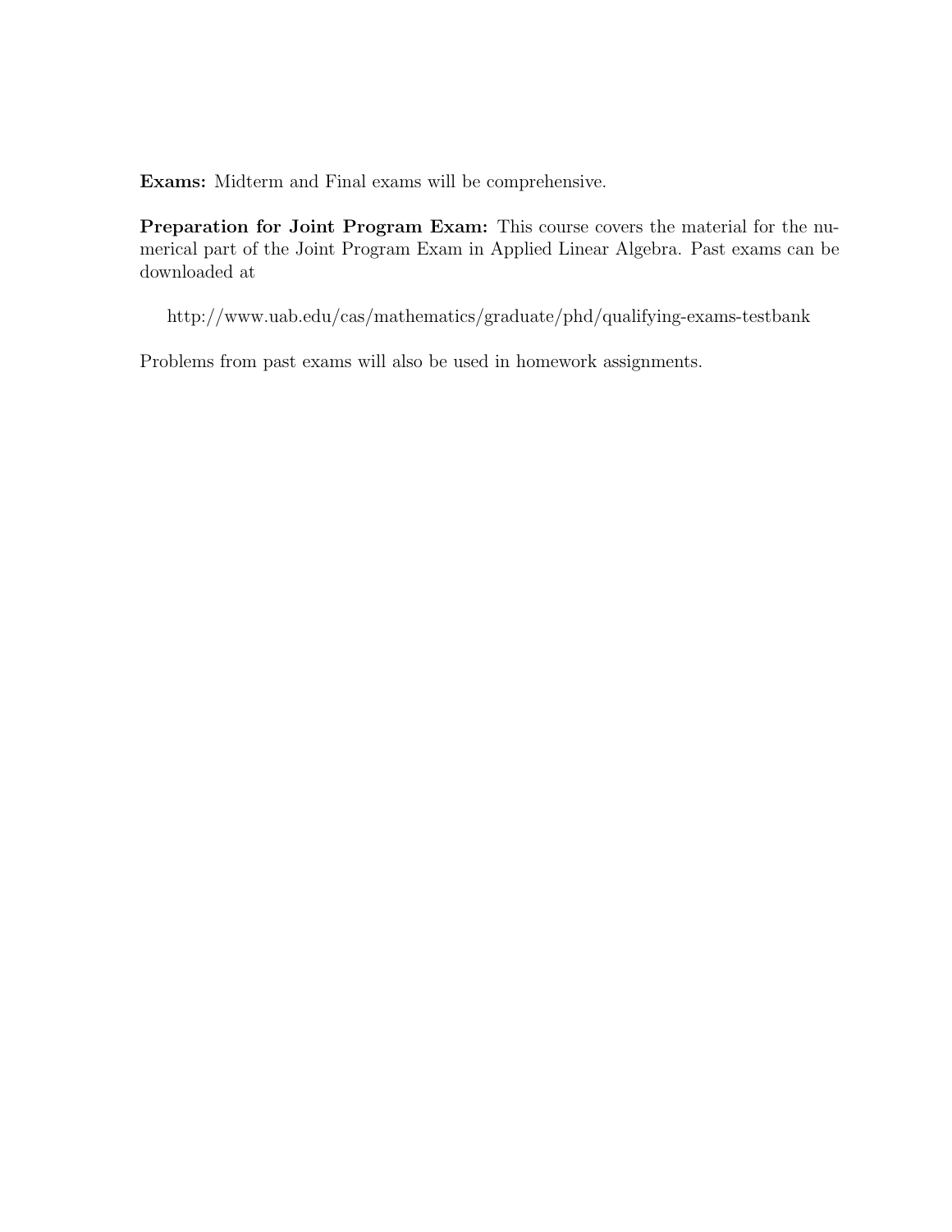**Exams:** Midterm and Final exams will be comprehensive.

**Preparation for Joint Program Exam:** This course covers the material for the numerical part of the Joint Program Exam in Applied Linear Algebra. Past exams can be downloaded at

http://www.uab.edu/cas/mathematics/graduate/phd/qualifying-exams-testbank

Problems from past exams will also be used in homework assignments.